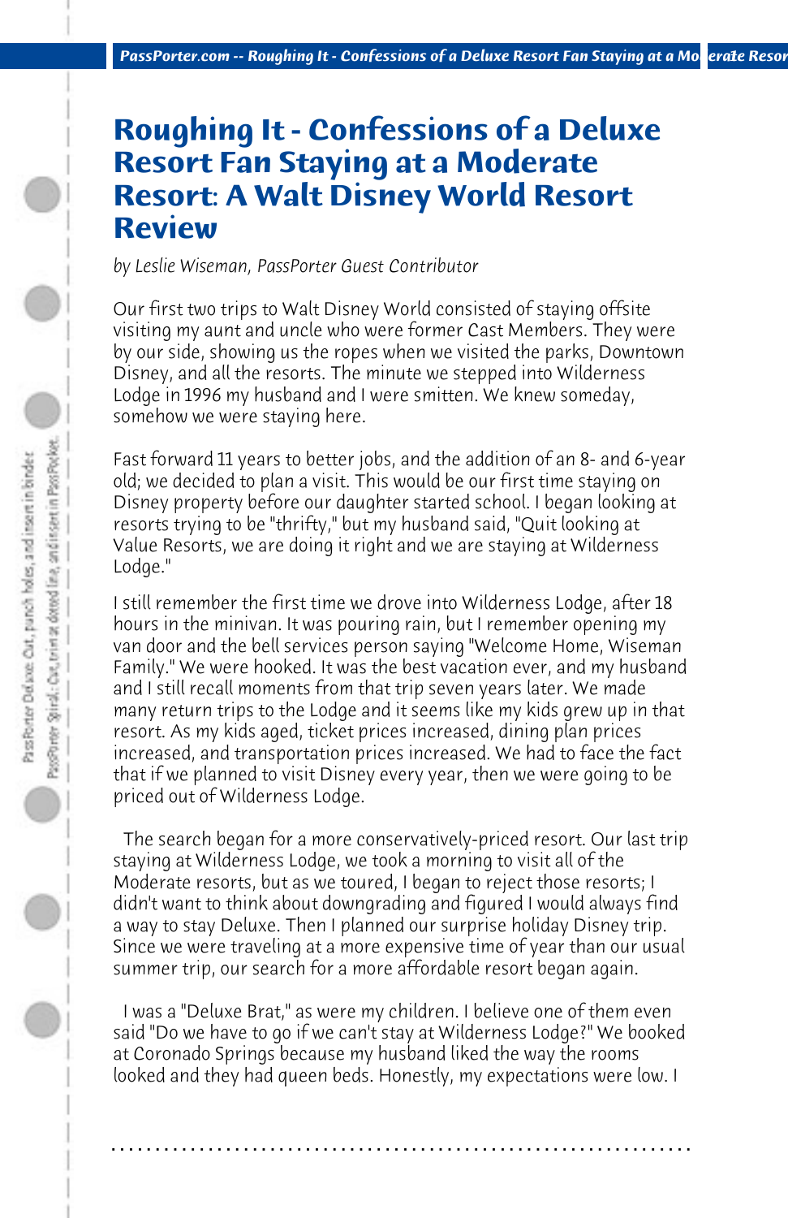# Roughing It - Confessions of a Deluxe Resort Fan Staying at a Moderate Resort: A Walt Disney World Resort Review

*by Leslie Wiseman, PassPorter Guest Contributor*

Our first two trips to Walt Disney World consisted of staying offsite visiting my aunt and uncle who were former Cast Members. They were by our side, showing us the ropes when we visited the parks, Downtown Disney, and all the resorts. The minute we stepped into Wilderness Lodge in 1996 my husband and I were smitten. We knew someday, somehow we were staying here.

Fast forward 11 years to better jobs, and the addition of an 8- and 6-year old; we decided to plan a visit. This would be our first time staying on Disney property before our daughter started school. I began looking at resorts trying to be "thrifty," but my husband said, "Quit looking at Value Resorts, we are doing it right and we are staying at Wilderness Lodge."

I still remember the first time we drove into Wilderness Lodge, after 18 hours in the minivan. It was pouring rain, but I remember opening my van door and the bell services person saying "Welcome Home, Wiseman Family." We were hooked. It was the best vacation ever, and my husband and I still recall moments from that trip seven years later. We made many return trips to the Lodge and it seems like my kids grew up in that resort. As my kids aged, ticket prices increased, dining plan prices increased, and transportation prices increased. We had to face the fact that if we planned to visit Disney every year, then we were going to be priced out of Wilderness Lodge.

The search began for a more conservatively-priced resort. Our last trip staying at Wilderness Lodge, we took a morning to visit all of the Moderate resorts, but as we toured, I began to reject those resorts; I didn't want to think about downgrading and figured I would always find a way to stay Deluxe. Then I planned our surprise holiday Disney trip. Since we were traveling at a more expensive time of year than our usual summer trip, our search for a more affordable resort began again.

I was a "Deluxe Brat," as were my children. I believe one of them even said "Do we have to go if we can't stay at Wilderness Lodge?" We booked at Coronado Springs because my husband liked the way the rooms looked and they had queen beds. Honestly, my expectations were low. I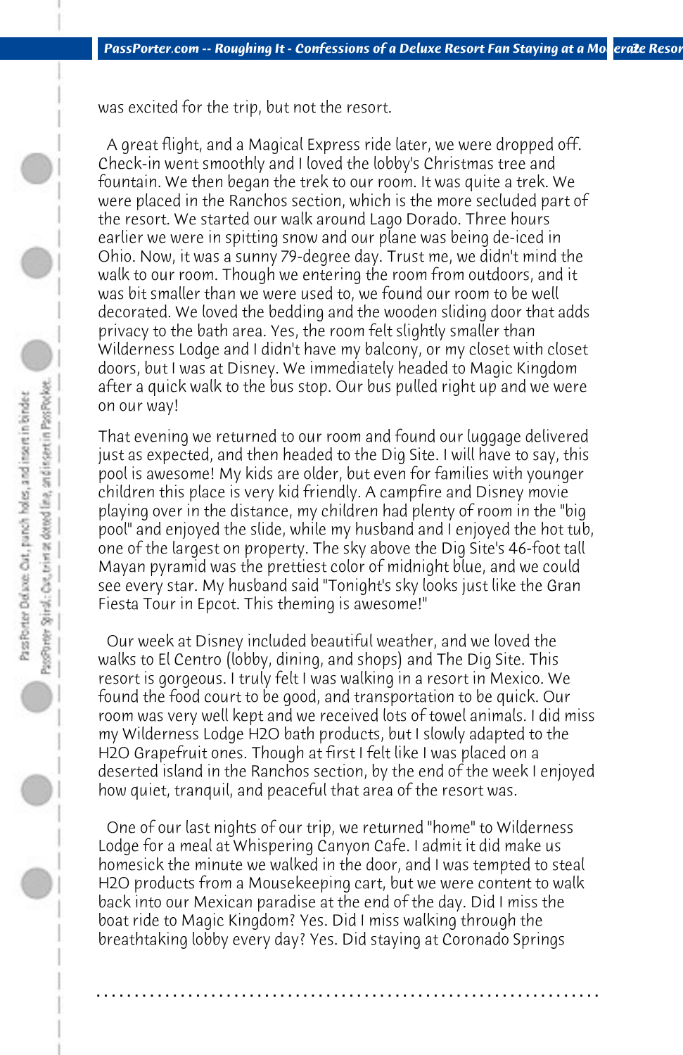was excited for the trip, but not the resort.

A great flight, and a Magical Express ride later, we were dropped off. Check-in went smoothly and I loved the lobby's Christmas tree and fountain. We then began the trek to our room. It was quite a trek. We were placed in the Ranchos section, which is the more secluded part of the resort. We started our walk around Lago Dorado. Three hours earlier we were in spitting snow and our plane was being de-iced in Ohio. Now, it was a sunny 79-degree day. Trust me, we didn't mind the walk to our room. Though we entering the room from outdoors, and it was bit smaller than we were used to, we found our room to be well decorated. We loved the bedding and the wooden sliding door that adds privacy to the bath area. Yes, the room felt slightly smaller than Wilderness Lodge and I didn't have my balcony, or my closet with closet doors, but I was at Disney. We immediately headed to Magic Kingdom after a quick walk to the bus stop. Our bus pulled right up and we were on our way!

That evening we returned to our room and found our luggage delivered just as expected, and then headed to the Dig Site. I will have to say, this pool is awesome! My kids are older, but even for families with younger children this place is very kid friendly. A campfire and Disney movie playing over in the distance, my children had plenty of room in the "big pool" and enjoyed the slide, while my husband and I enjoyed the hot tub, one of the largest on property. The sky above the Dig Site's 46-foot tall Mayan pyramid was the prettiest color of midnight blue, and we could see every star. My husband said "Tonight's sky looks just like the Gran Fiesta Tour in Epcot. This theming is awesome!"

Our week at Disney included beautiful weather, and we loved the walks to El Centro (lobby, dining, and shops) and The Dig Site. This resort is gorgeous. I truly felt I was walking in a resort in Mexico. We found the food court to be good, and transportation to be quick. Our room was very well kept and we received lots of towel animals. I did miss my Wilderness Lodge H2O bath products, but I slowly adapted to the H2O Grapefruit ones. Though at first I felt like I was placed on a deserted island in the Ranchos section, by the end of the week I enjoyed how quiet, tranquil, and peaceful that area of the resort was.

One of our last nights of our trip, we returned "home" to Wilderness Lodge for a meal at Whispering Canyon Cafe. I admit it did make us homesick the minute we walked in the door, and I was tempted to steal H2O products from a Mousekeeping cart, but we were content to walk back into our Mexican paradise at the end of the day. Did I miss the boat ride to Magic Kingdom? Yes. Did I miss walking through the breathtaking lobby every day? Yes. Did staying at Coronado Springs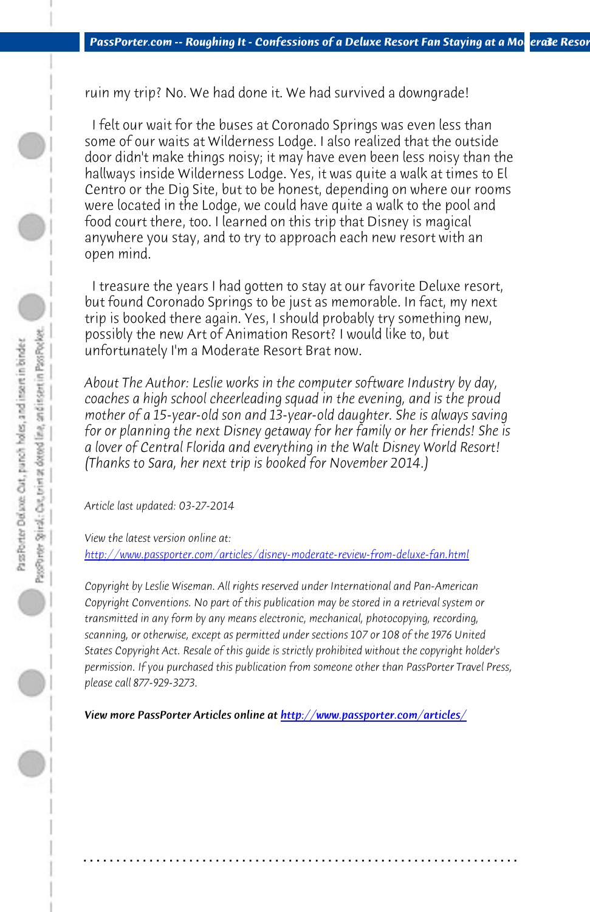ruin my trip? No. We had done it. We had survived a downgrade!

I felt our wait for the buses at Coronado Springs was even less than some of our waits at Wilderness Lodge. I also realized that the outside door didn't make things noisy; it may have even been less noisy than the hallways inside Wilderness Lodge. Yes, it was quite a walk at times to El Centro or the Dig Site, but to be honest, depending on where our rooms were located in the Lodge, we could have quite a walk to the pool and food court there, too. I learned on this trip that Disney is magical anywhere you stay, and to try to approach each new resort with an open mind.

I treasure the years I had gotten to stay at our favorite Deluxe resort, but found Coronado Springs to be just as memorable. In fact, my next trip is booked there again. Yes, I should probably try something new, possibly the new Art of Animation Resort? I would like to, but unfortunately I'm a Moderate Resort Brat now.

*About The Author: Leslie works in the computer software Industry by day, coaches a high school cheerleading squad in the evening, and is the proud mother of a 15-year-old son and 13-year-old daughter. She is always saving for or planning the next Disney getaway for her family or her friends! She is a lover of Central Florida and everything in the Walt Disney World Resort! (Thanks to Sara, her next trip is booked for November 2014.)*

*Article last updated: 03-27-2014*

*View the latest version online at:*
*http://www.passporter.com/articles/disney-moderate-review-from-deluxe-fan.html*

*Copyright by Leslie Wiseman. All rights reserved under International and Pan-American Copyright Conventions. No part of this publication may be stored in a retrieval system or transmitted in any form by any means electronic, mechanical, photocopying, recording, scanning, or otherwise, except as permitted under sections 107 or 108 of the 1976 United States Copyright Act. Resale of this guide is strictly prohibited without the copyright holder's permission. If you purchased this publication from someone other than PassPorter Travel Press, please call 877-929-3273.*

***View more PassPorter Articles online at http://www.passporter.com/articles/***